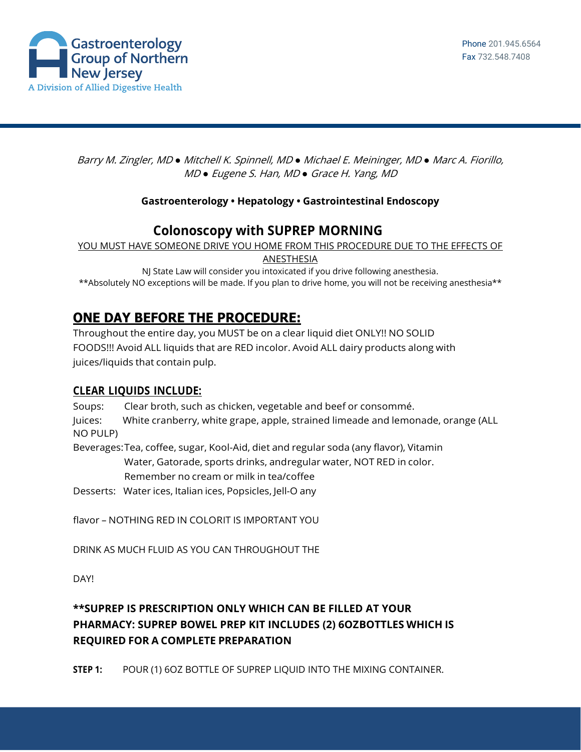Gastroenterology Group of Northern New Jersey
A Division of Allied Digestive Health

Phone 201.945.6564
Fax 732.548.7408

*Barry M. Zingler, MD ● Mitchell K. Spinnell, MD ● Michael E. Meininger, MD ● Marc A. Fiorillo, MD ● Eugene S. Han, MD ● Grace H. Yang, MD*

**Gastroenterology • Hepatology • Gastrointestinal Endoscopy**

# Colonoscopy with SUPREP MORNING

YOU MUST HAVE SOMEONE DRIVE YOU HOME FROM THIS PROCEDURE DUE TO THE EFFECTS OF ANESTHESIA

NJ State Law will consider you intoxicated if you drive following anesthesia.

**Absolutely NO exceptions will be made. If you plan to drive home, you will not be receiving anesthesia**

## ONE DAY BEFORE THE PROCEDURE:

Throughout the entire day, you MUST be on a clear liquid diet ONLY!! NO SOLID FOODS!!! Avoid ALL liquids that are RED incolor. Avoid ALL dairy products along with juices/liquids that contain pulp.

### CLEAR LIQUIDS INCLUDE:

Soups: Clear broth, such as chicken, vegetable and beef or consommé.

Juices: White cranberry, white grape, apple, strained limeade and lemonade, orange (ALL NO PULP)

Beverages: Tea, coffee, sugar, Kool-Aid, diet and regular soda (any flavor), Vitamin Water, Gatorade, sports drinks, andregular water, NOT RED in color. Remember no cream or milk in tea/coffee

Desserts: Water ices, Italian ices, Popsicles, Jell-O any

flavor – NOTHING RED IN COLORIT IS IMPORTANT YOU

DRINK AS MUCH FLUID AS YOU CAN THROUGHOUT THE

DAY!

**\*\*SUPREP IS PRESCRIPTION ONLY WHICH CAN BE FILLED AT YOUR PHARMACY: SUPREP BOWEL PREP KIT INCLUDES (2) 6OZBOTTLES WHICH IS REQUIRED FOR A COMPLETE PREPARATION**

**STEP 1:** POUR (1) 6OZ BOTTLE OF SUPREP LIQUID INTO THE MIXING CONTAINER.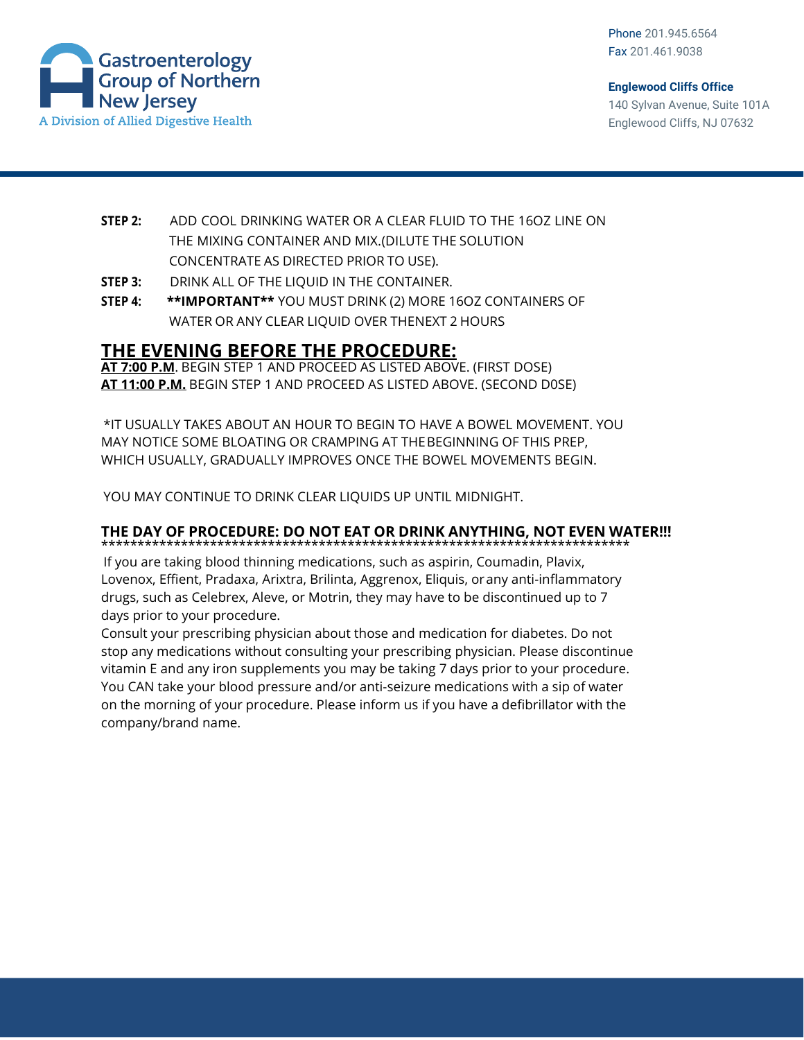**STEP 2:** ADD COOL DRINKING WATER OR A CLEAR FLUID TO THE 16OZ LINE ON THE MIXING CONTAINER AND MIX.(DILUTE THE SOLUTION CONCENTRATE AS DIRECTED PRIOR TO USE).

**STEP 3:** DRINK ALL OF THE LIQUID IN THE CONTAINER.

**STEP 4:** ****IMPORTANT**** YOU MUST DRINK (2) MORE 16OZ CONTAINERS OF WATER OR ANY CLEAR LIQUID OVER THENEXT 2 HOURS

## THE EVENING BEFORE THE PROCEDURE:

**AT 7:00 P.M**. BEGIN STEP 1 AND PROCEED AS LISTED ABOVE. (FIRST DOSE)
**AT 11:00 P.M.** BEGIN STEP 1 AND PROCEED AS LISTED ABOVE. (SECOND D0SE)

*IT USUALLY TAKES ABOUT AN HOUR TO BEGIN TO HAVE A BOWEL MOVEMENT. YOU MAY NOTICE SOME BLOATING OR CRAMPING AT THE BEGINNING OF THIS PREP, WHICH USUALLY, GRADUALLY IMPROVES ONCE THE BOWEL MOVEMENTS BEGIN.

YOU MAY CONTINUE TO DRINK CLEAR LIQUIDS UP UNTIL MIDNIGHT.

**THE DAY OF PROCEDURE: DO NOT EAT OR DRINK ANYTHING, NOT EVEN WATER!!!**
*******************************************************************************

If you are taking blood thinning medications, such as aspirin, Coumadin, Plavix, Lovenox, Effient, Pradaxa, Arixtra, Brilinta, Aggrenox, Eliquis, or any anti-inflammatory drugs, such as Celebrex, Aleve, or Motrin, they may have to be discontinued up to 7 days prior to your procedure.
Consult your prescribing physician about those and medication for diabetes. Do not stop any medications without consulting your prescribing physician. Please discontinue vitamin E and any iron supplements you may be taking 7 days prior to your procedure. You CAN take your blood pressure and/or anti-seizure medications with a sip of water on the morning of your procedure. Please inform us if you have a defibrillator with the company/brand name.